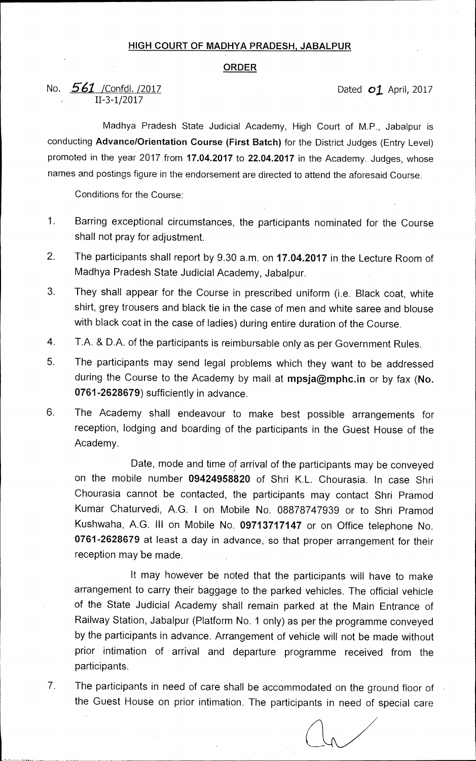**HIGH COURT OF MADHYA PRADESH, JABALPUR**

**ORDER**

No. 561 /Confdl. /2017
II-3-1/2017

Dated 01 April, 2017

Madhya Pradesh State Judicial Academy, High Court of M.P., Jabalpur is conducting **Advance/Orientation Course (First Batch)** for the District Judges (Entry Level) promoted in the year 2017 from **17.04.2017** to **22.04.2017** in the Academy. Judges, whose names and postings figure in the endorsement are directed to attend the aforesaid Course.

Conditions for the Course:

1. Barring exceptional circumstances, the participants nominated for the Course shall not pray for adjustment.

2. The participants shall report by 9.30 a.m. on **17.04.2017** in the Lecture Room of Madhya Pradesh State Judicial Academy, Jabalpur.

3. They shall appear for the Course in prescribed uniform (i.e. Black coat, white shirt, grey trousers and black tie in the case of men and white saree and blouse with black coat in the case of ladies) during entire duration of the Course.

4. T.A. & D.A. of the participants is reimbursable only as per Government Rules.

5. The participants may send legal problems which they want to be addressed during the Course to the Academy by mail at **mpsja@mphc.in** or by fax (**No. 0761-2628679**) sufficiently in advance.

6. The Academy shall endeavour to make best possible arrangements for reception, lodging and boarding of the participants in the Guest House of the Academy.

   Date, mode and time of arrival of the participants may be conveyed on the mobile number **09424958820** of Shri K.L. Chourasia. In case Shri Chourasia cannot be contacted, the participants may contact Shri Pramod Kumar Chaturvedi, A.G. I on Mobile No. 08878747939 or to Shri Pramod Kushwaha, A.G. III on Mobile No. **09713717147** or on Office telephone No. **0761-2628679** at least a day in advance, so that proper arrangement for their reception may be made.

   It may however be noted that the participants will have to make arrangement to carry their baggage to the parked vehicles. The official vehicle of the State Judicial Academy shall remain parked at the Main Entrance of Railway Station, Jabalpur (Platform No. 1 only) as per the programme conveyed by the participants in advance. Arrangement of vehicle will not be made without prior intimation of arrival and departure programme received from the participants.

7. The participants in need of care shall be accommodated on the ground floor of the Guest House on prior intimation. The participants in need of special care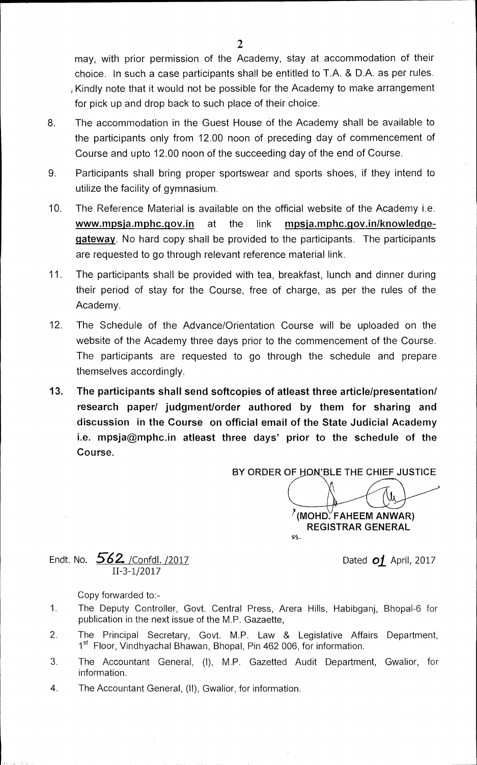may, with prior permission of the Academy, stay at accommodation of their choice. In such a case participants shall be entitled to T.A. & D.A. as per rules. Kindly note that it would not be possible for the Academy to make arrangement for pick up and drop back to such place of their choice.

8. The accommodation in the Guest House of the Academy shall be available to the participants only from 12.00 noon of preceding day of commencement of Course and upto 12.00 noon of the succeeding day of the end of Course.

9. Participants shall bring proper sportswear and sports shoes, if they intend to utilize the facility of gymnasium.

10. The Reference Material is available on the official website of the Academy i.e. **www.mpsja.mphc.gov.in** at the link **mpsja.mphc.gov.in/knowledge-gateway**. No hard copy shall be provided to the participants. The participants are requested to go through relevant reference material link.

11. The participants shall be provided with tea, breakfast, lunch and dinner during their period of stay for the Course, free of charge, as per the rules of the Academy.

12. The Schedule of the Advance/Orientation Course will be uploaded on the website of the Academy three days prior to the commencement of the Course. The participants are requested to go through the schedule and prepare themselves accordingly.

13. **The participants shall send softcopies of atleast three article/presentation/ research paper/ judgment/order authored by them for sharing and discussion in the Course on official email of the State Judicial Academy i.e. mpsja@mphc.in atleast three days' prior to the schedule of the Course.**

BY ORDER OF HON'BLE THE CHIEF JUSTICE

(MOHD. FAHEEM ANWAR)
REGISTRAR GENERAL

Endt. No. 562 /Confdl. /2017
II-3-1/2017

Dated 01 April, 2017

Copy forwarded to:-

1. The Deputy Controller, Govt. Central Press, Arera Hills, Habibganj, Bhopal-6 for publication in the next issue of the M.P. Gazaette,
2. The Principal Secretary, Govt. M.P. Law & Legislative Affairs Department, 1st Floor, Vindhyachal Bhawan, Bhopal, Pin 462 006, for information.
3. The Accountant General, (I), M.P. Gazetted Audit Department, Gwalior, for information.
4. The Accountant General, (II), Gwalior, for information.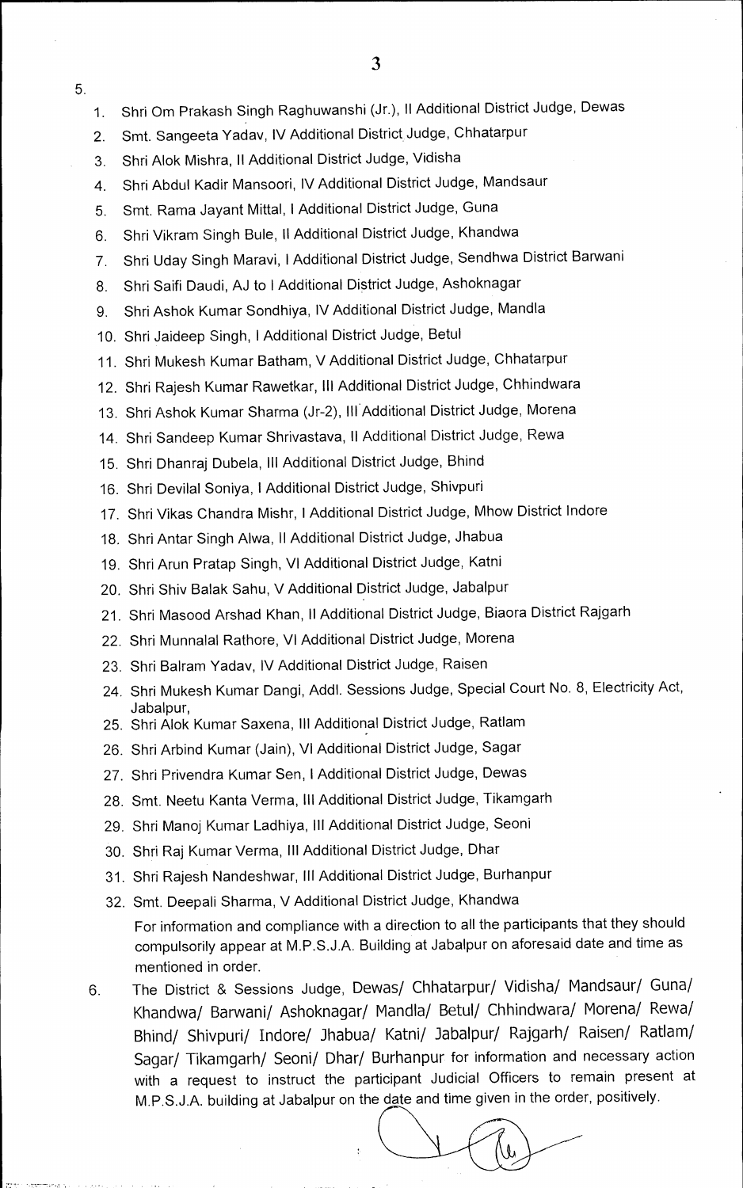5.

1. Shri Om Prakash Singh Raghuwanshi (Jr.), II Additional District Judge, Dewas
2. Smt. Sangeeta Yadav, IV Additional District Judge, Chhatarpur
3. Shri Alok Mishra, II Additional District Judge, Vidisha
4. Shri Abdul Kadir Mansoori, IV Additional District Judge, Mandsaur
5. Smt. Rama Jayant Mittal, I Additional District Judge, Guna
6. Shri Vikram Singh Bule, II Additional District Judge, Khandwa
7. Shri Uday Singh Maravi, I Additional District Judge, Sendhwa District Barwani
8. Shri Saifi Daudi, AJ to I Additional District Judge, Ashoknagar
9. Shri Ashok Kumar Sondhiya, IV Additional District Judge, Mandla
10. Shri Jaideep Singh, I Additional District Judge, Betul
11. Shri Mukesh Kumar Batham, V Additional District Judge, Chhatarpur
12. Shri Rajesh Kumar Rawetkar, III Additional District Judge, Chhindwara
13. Shri Ashok Kumar Sharma (Jr-2), III Additional District Judge, Morena
14. Shri Sandeep Kumar Shrivastava, II Additional District Judge, Rewa
15. Shri Dhanraj Dubela, III Additional District Judge, Bhind
16. Shri Devilal Soniya, I Additional District Judge, Shivpuri
17. Shri Vikas Chandra Mishr, I Additional District Judge, Mhow District Indore
18. Shri Antar Singh Alwa, II Additional District Judge, Jhabua
19. Shri Arun Pratap Singh, VI Additional District Judge, Katni
20. Shri Shiv Balak Sahu, V Additional District Judge, Jabalpur
21. Shri Masood Arshad Khan, II Additional District Judge, Biaora District Rajgarh
22. Shri Munnalal Rathore, VI Additional District Judge, Morena
23. Shri Balram Yadav, IV Additional District Judge, Raisen
24. Shri Mukesh Kumar Dangi, Addl. Sessions Judge, Special Court No. 8, Electricity Act, Jabalpur,
25. Shri Alok Kumar Saxena, III Additional District Judge, Ratlam
26. Shri Arbind Kumar (Jain), VI Additional District Judge, Sagar
27. Shri Privendra Kumar Sen, I Additional District Judge, Dewas
28. Smt. Neetu Kanta Verma, III Additional District Judge, Tikamgarh
29. Shri Manoj Kumar Ladhiya, III Additional District Judge, Seoni
30. Shri Raj Kumar Verma, III Additional District Judge, Dhar
31. Shri Rajesh Nandeshwar, III Additional District Judge, Burhanpur
32. Smt. Deepali Sharma, V Additional District Judge, Khandwa

For information and compliance with a direction to all the participants that they should compulsorily appear at M.P.S.J.A. Building at Jabalpur on aforesaid date and time as mentioned in order.

6. The District & Sessions Judge, Dewas/ Chhatarpur/ Vidisha/ Mandsaur/ Guna/ Khandwa/ Barwani/ Ashoknagar/ Mandla/ Betul/ Chhindwara/ Morena/ Rewa/ Bhind/ Shivpuri/ Indore/ Jhabua/ Katni/ Jabalpur/ Rajgarh/ Raisen/ Ratlam/ Sagar/ Tikamgarh/ Seoni/ Dhar/ Burhanpur for information and necessary action with a request to instruct the participant Judicial Officers to remain present at M.P.S.J.A. building at Jabalpur on the date and time given in the order, positively.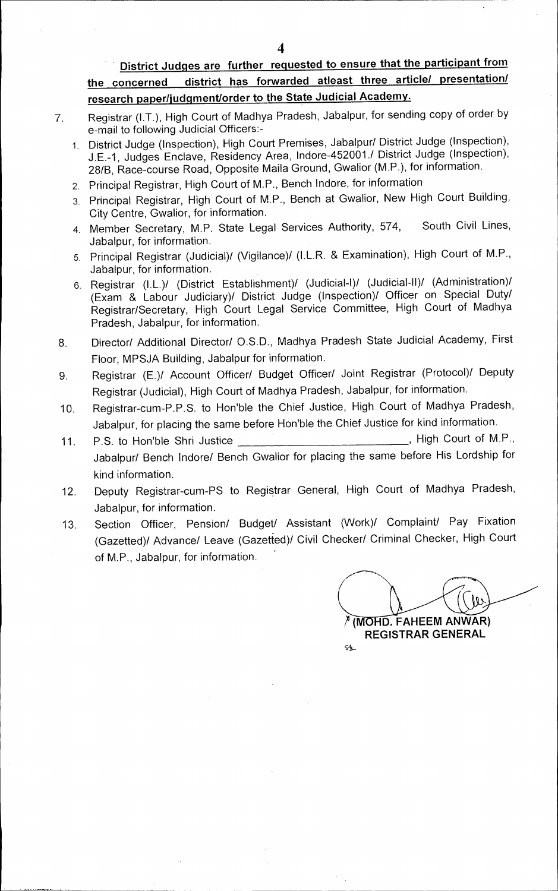**District Judges are further requested to ensure that the participant from the concerned district has forwarded atleast three article/ presentation/ research paper/judgment/order to the State Judicial Academy.**

7. Registrar (I.T.), High Court of Madhya Pradesh, Jabalpur, for sending copy of order by e-mail to following Judicial Officers:-
   1. District Judge (Inspection), High Court Premises, Jabalpur/ District Judge (Inspection), J.E.-1, Judges Enclave, Residency Area, Indore-452001./ District Judge (Inspection), 28/B, Race-course Road, Opposite Maila Ground, Gwalior (M.P.), for information.
   2. Principal Registrar, High Court of M.P., Bench Indore, for information
   3. Principal Registrar, High Court of M.P., Bench at Gwalior, New High Court Building, City Centre, Gwalior, for information.
   4. Member Secretary, M.P. State Legal Services Authority, 574, South Civil Lines, Jabalpur, for information.
   5. Principal Registrar (Judicial)/ (Vigilance)/ (I.L.R. & Examination), High Court of M.P., Jabalpur, for information.
   6. Registrar (I.L.)/ (District Establishment)/ (Judicial-I)/ (Judicial-II)/ (Administration)/ (Exam & Labour Judiciary)/ District Judge (Inspection)/ Officer on Special Duty/ Registrar/Secretary, High Court Legal Service Committee, High Court of Madhya Pradesh, Jabalpur, for information.
8. Director/ Additional Director/ O.S.D., Madhya Pradesh State Judicial Academy, First Floor, MPSJA Building, Jabalpur for information.
9. Registrar (E.)/ Account Officer/ Budget Officer/ Joint Registrar (Protocol)/ Deputy Registrar (Judicial), High Court of Madhya Pradesh, Jabalpur, for information.
10. Registrar-cum-P.P.S. to Hon'ble the Chief Justice, High Court of Madhya Pradesh, Jabalpur, for placing the same before Hon'ble the Chief Justice for kind information.
11. P.S. to Hon'ble Shri Justice \_\_\_\_\_\_\_\_\_\_\_\_\_\_\_\_\_\_\_\_\_\_\_\_, High Court of M.P., Jabalpur/ Bench Indore/ Bench Gwalior for placing the same before His Lordship for kind information.
12. Deputy Registrar-cum-PS to Registrar General, High Court of Madhya Pradesh, Jabalpur, for information.
13. Section Officer, Pension/ Budget/ Assistant (Work)/ Complaint/ Pay Fixation (Gazetted)/ Advance/ Leave (Gazetted)/ Civil Checker/ Criminal Checker, High Court of M.P., Jabalpur, for information.

(MOHD. FAHEEM ANWAR)
REGISTRAR GENERAL